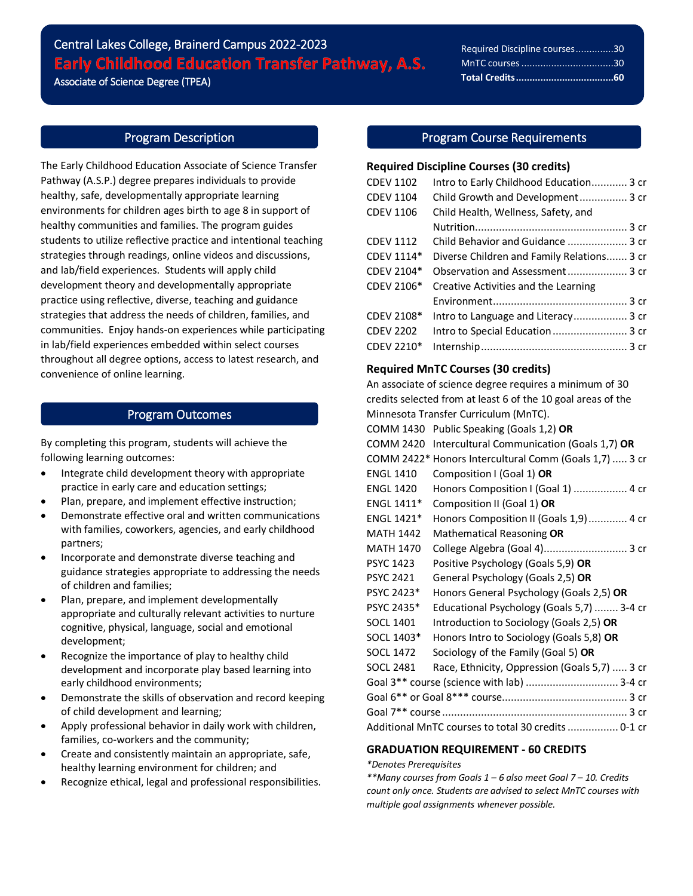Central Lakes College, Brainerd Campus 2022-2023

# Early Childhood Education Transfer Pathway, A.S.

Associate of Science Degree (TPEA)

Required Discipline courses..............30
MnTC courses..................................30
**Total Credits...................................60**

## Program Description

The Early Childhood Education Associate of Science Transfer Pathway (A.S.P.) degree prepares individuals to provide healthy, safe, developmentally appropriate learning environments for children ages birth to age 8 in support of healthy communities and families. The program guides students to utilize reflective practice and intentional teaching strategies through readings, online videos and discussions, and lab/field experiences. Students will apply child development theory and developmentally appropriate practice using reflective, diverse, teaching and guidance strategies that address the needs of children, families, and communities. Enjoy hands-on experiences while participating in lab/field experiences embedded within select courses throughout all degree options, access to latest research, and convenience of online learning.

## Program Outcomes

By completing this program, students will achieve the following learning outcomes:

- Integrate child development theory with appropriate practice in early care and education settings;
- Plan, prepare, and implement effective instruction;
- Demonstrate effective oral and written communications with families, coworkers, agencies, and early childhood partners;
- Incorporate and demonstrate diverse teaching and guidance strategies appropriate to addressing the needs of children and families;
- Plan, prepare, and implement developmentally appropriate and culturally relevant activities to nurture cognitive, physical, language, social and emotional development;
- Recognize the importance of play to healthy child development and incorporate play based learning into early childhood environments;
- Demonstrate the skills of observation and record keeping of child development and learning;
- Apply professional behavior in daily work with children, families, co-workers and the community;
- Create and consistently maintain an appropriate, safe, healthy learning environment for children; and
- Recognize ethical, legal and professional responsibilities.

## Program Course Requirements

### Required Discipline Courses (30 credits)

CDEV 1102 Intro to Early Childhood Education............ 3 cr
CDEV 1104 Child Growth and Development................ 3 cr
CDEV 1106 Child Health, Wellness, Safety, and Nutrition.................................................. 3 cr
CDEV 1112 Child Behavior and Guidance .................... 3 cr
CDEV 1114* Diverse Children and Family Relations....... 3 cr
CDEV 2104* Observation and Assessment.................... 3 cr
CDEV 2106* Creative Activities and the Learning Environment............................................ 3 cr
CDEV 2108* Intro to Language and Literacy.................. 3 cr
CDEV 2202 Intro to Special Education......................... 3 cr
CDEV 2210* Internship................................................ 3 cr

### Required MnTC Courses (30 credits)

An associate of science degree requires a minimum of 30 credits selected from at least 6 of the 10 goal areas of the Minnesota Transfer Curriculum (MnTC).

COMM 1430 Public Speaking (Goals 1,2) **OR**
COMM 2420 Intercultural Communication (Goals 1,7) **OR**
COMM 2422* Honors Intercultural Comm (Goals 1,7) ..... 3 cr
ENGL 1410 Composition I (Goal 1) **OR**
ENGL 1420 Honors Composition I (Goal 1) .................. 4 cr
ENGL 1411* Composition II (Goal 1) **OR**
ENGL 1421* Honors Composition II (Goals 1,9)............. 4 cr
MATH 1442 Mathematical Reasoning **OR**
MATH 1470 College Algebra (Goal 4)............................ 3 cr
PSYC 1423 Positive Psychology (Goals 5,9) **OR**
PSYC 2421 General Psychology (Goals 2,5) **OR**
PSYC 2423* Honors General Psychology (Goals 2,5) **OR**
PSYC 2435* Educational Psychology (Goals 5,7) ........ 3-4 cr
SOCL 1401 Introduction to Sociology (Goals 2,5) **OR**
SOCL 1403* Honors Intro to Sociology (Goals 5,8) **OR**
SOCL 1472 Sociology of the Family (Goal 5) **OR**
SOCL 2481 Race, Ethnicity, Oppression (Goals 5,7) ..... 3 cr
Goal 3** course (science with lab) .............................. 3-4 cr
Goal 6** or Goal 8*** course.......................................... 3 cr
Goal 7** course ............................................................. 3 cr
Additional MnTC courses to total 30 credits ................. 0-1 cr

### GRADUATION REQUIREMENT - 60 CREDITS

*\*Denotes Prerequisites*

*\*\*Many courses from Goals 1 – 6 also meet Goal 7 – 10. Credits count only once. Students are advised to select MnTC courses with multiple goal assignments whenever possible.*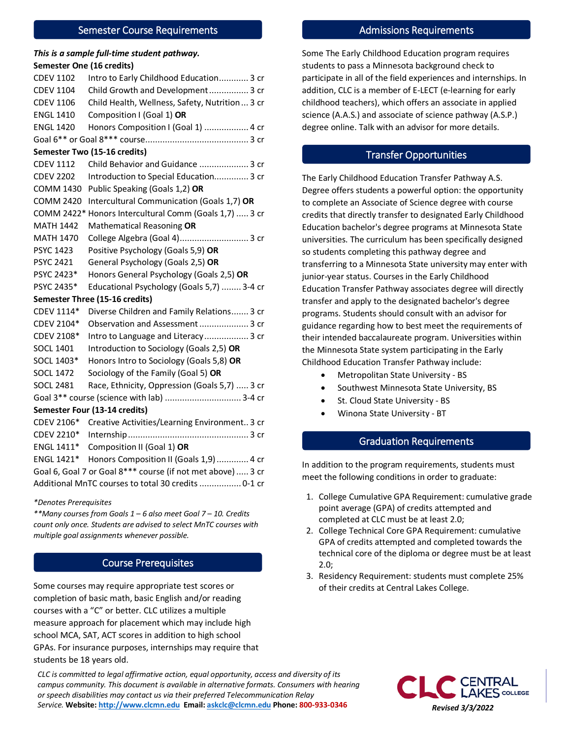## Semester Course Requirements

***This is a sample full-time student pathway.***

**Semester One (16 credits)**

CDEV 1102 Intro to Early Childhood Education............ 3 cr
CDEV 1104 Child Growth and Development................ 3 cr
CDEV 1106 Child Health, Wellness, Safety, Nutrition... 3 cr
ENGL 1410 Composition I (Goal 1) **OR**
ENGL 1420 Honors Composition I (Goal 1) .................. 4 cr
Goal 6** or Goal 8*** course.......................................... 3 cr

**Semester Two (15-16 credits)**

CDEV 1112 Child Behavior and Guidance .................... 3 cr
CDEV 2202 Introduction to Special Education.............. 3 cr
COMM 1430 Public Speaking (Goals 1,2) **OR**
COMM 2420 Intercultural Communication (Goals 1,7) **OR**
COMM 2422* Honors Intercultural Comm (Goals 1,7) ..... 3 cr
MATH 1442 Mathematical Reasoning **OR**
MATH 1470 College Algebra (Goal 4)............................ 3 cr
PSYC 1423 Positive Psychology (Goals 5,9) **OR**
PSYC 2421 General Psychology (Goals 2,5) **OR**
PSYC 2423* Honors General Psychology (Goals 2,5) **OR**
PSYC 2435* Educational Psychology (Goals 5,7) ........ 3-4 cr

**Semester Three (15-16 credits)**

CDEV 1114* Diverse Children and Family Relations....... 3 cr
CDEV 2104* Observation and Assessment.................... 3 cr
CDEV 2108* Intro to Language and Literacy.................. 3 cr
SOCL 1401 Introduction to Sociology (Goals 2,5) **OR**
SOCL 1403* Honors Intro to Sociology (Goals 5,8) **OR**
SOCL 1472 Sociology of the Family (Goal 5) **OR**
SOCL 2481 Race, Ethnicity, Oppression (Goals 5,7) ..... 3 cr
Goal 3** course (science with lab) .............................. 3-4 cr

**Semester Four (13-14 credits)**

CDEV 2106* Creative Activities/Learning Environment.. 3 cr
CDEV 2210* Internship ................................................. 3 cr
ENGL 1411* Composition II (Goal 1) **OR**
ENGL 1421* Honors Composition II (Goals 1,9)............. 4 cr
Goal 6, Goal 7 or Goal 8*** course (if not met above) ..... 3 cr
Additional MnTC courses to total 30 credits ................. 0-1 cr

*\*Denotes Prerequisites*

*\*\*Many courses from Goals 1 – 6 also meet Goal 7 – 10. Credits count only once. Students are advised to select MnTC courses with multiple goal assignments whenever possible.*

## Course Prerequisites

Some courses may require appropriate test scores or completion of basic math, basic English and/or reading courses with a "C" or better. CLC utilizes a multiple measure approach for placement which may include high school MCA, SAT, ACT scores in addition to high school GPAs. For insurance purposes, internships may require that students be 18 years old.

## Admissions Requirements

Some The Early Childhood Education program requires students to pass a Minnesota background check to participate in all of the field experiences and internships. In addition, CLC is a member of E-LECT (e-learning for early childhood teachers), which offers an associate in applied science (A.A.S.) and associate of science pathway (A.S.P.) degree online. Talk with an advisor for more details.

## Transfer Opportunities

The Early Childhood Education Transfer Pathway A.S. Degree offers students a powerful option: the opportunity to complete an Associate of Science degree with course credits that directly transfer to designated Early Childhood Education bachelor's degree programs at Minnesota State universities. The curriculum has been specifically designed so students completing this pathway degree and transferring to a Minnesota State university may enter with junior-year status. Courses in the Early Childhood Education Transfer Pathway associates degree will directly transfer and apply to the designated bachelor's degree programs. Students should consult with an advisor for guidance regarding how to best meet the requirements of their intended baccalaureate program. Universities within the Minnesota State system participating in the Early Childhood Education Transfer Pathway include:

- Metropolitan State University - BS
- Southwest Minnesota State University, BS
- St. Cloud State University - BS
- Winona State University - BT

## Graduation Requirements

In addition to the program requirements, students must meet the following conditions in order to graduate:

1. College Cumulative GPA Requirement: cumulative grade point average (GPA) of credits attempted and completed at CLC must be at least 2.0;
2. College Technical Core GPA Requirement: cumulative GPA of credits attempted and completed towards the technical core of the diploma or degree must be at least 2.0;
3. Residency Requirement: students must complete 25% of their credits at Central Lakes College.

*CLC is committed to legal affirmative action, equal opportunity, access and diversity of its campus community. This document is available in alternative formats. Consumers with hearing or speech disabilities may contact us via their preferred Telecommunication Relay Service.* **Website:** http://www.clcmn.edu **Email:** askclc@clcmn.edu **Phone:** 800-933-0346

CLC CENTRAL LAKES COLLEGE

***Revised 3/3/2022***